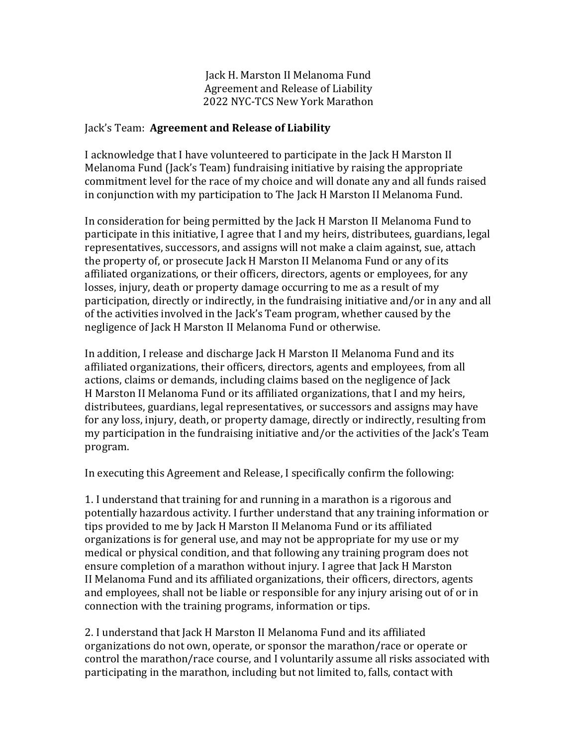Jack H. Marston II Melanoma Fund
Agreement and Release of Liability
2022 NYC-TCS New York Marathon

Jack's Team: **Agreement and Release of Liability**

I acknowledge that I have volunteered to participate in the Jack H Marston II Melanoma Fund (Jack's Team) fundraising initiative by raising the appropriate commitment level for the race of my choice and will donate any and all funds raised in conjunction with my participation to The Jack H Marston II Melanoma Fund.

In consideration for being permitted by the Jack H Marston II Melanoma Fund to participate in this initiative, I agree that I and my heirs, distributees, guardians, legal representatives, successors, and assigns will not make a claim against, sue, attach the property of, or prosecute Jack H Marston II Melanoma Fund or any of its affiliated organizations, or their officers, directors, agents or employees, for any losses, injury, death or property damage occurring to me as a result of my participation, directly or indirectly, in the fundraising initiative and/or in any and all of the activities involved in the Jack's Team program, whether caused by the negligence of Jack H Marston II Melanoma Fund or otherwise.

In addition, I release and discharge Jack H Marston II Melanoma Fund and its affiliated organizations, their officers, directors, agents and employees, from all actions, claims or demands, including claims based on the negligence of Jack H Marston II Melanoma Fund or its affiliated organizations, that I and my heirs, distributees, guardians, legal representatives, or successors and assigns may have for any loss, injury, death, or property damage, directly or indirectly, resulting from my participation in the fundraising initiative and/or the activities of the Jack's Team program.

In executing this Agreement and Release, I specifically confirm the following:

1. I understand that training for and running in a marathon is a rigorous and potentially hazardous activity. I further understand that any training information or tips provided to me by Jack H Marston II Melanoma Fund or its affiliated organizations is for general use, and may not be appropriate for my use or my medical or physical condition, and that following any training program does not ensure completion of a marathon without injury. I agree that Jack H Marston II Melanoma Fund and its affiliated organizations, their officers, directors, agents and employees, shall not be liable or responsible for any injury arising out of or in connection with the training programs, information or tips.

2. I understand that Jack H Marston II Melanoma Fund and its affiliated organizations do not own, operate, or sponsor the marathon/race or operate or control the marathon/race course, and I voluntarily assume all risks associated with participating in the marathon, including but not limited to, falls, contact with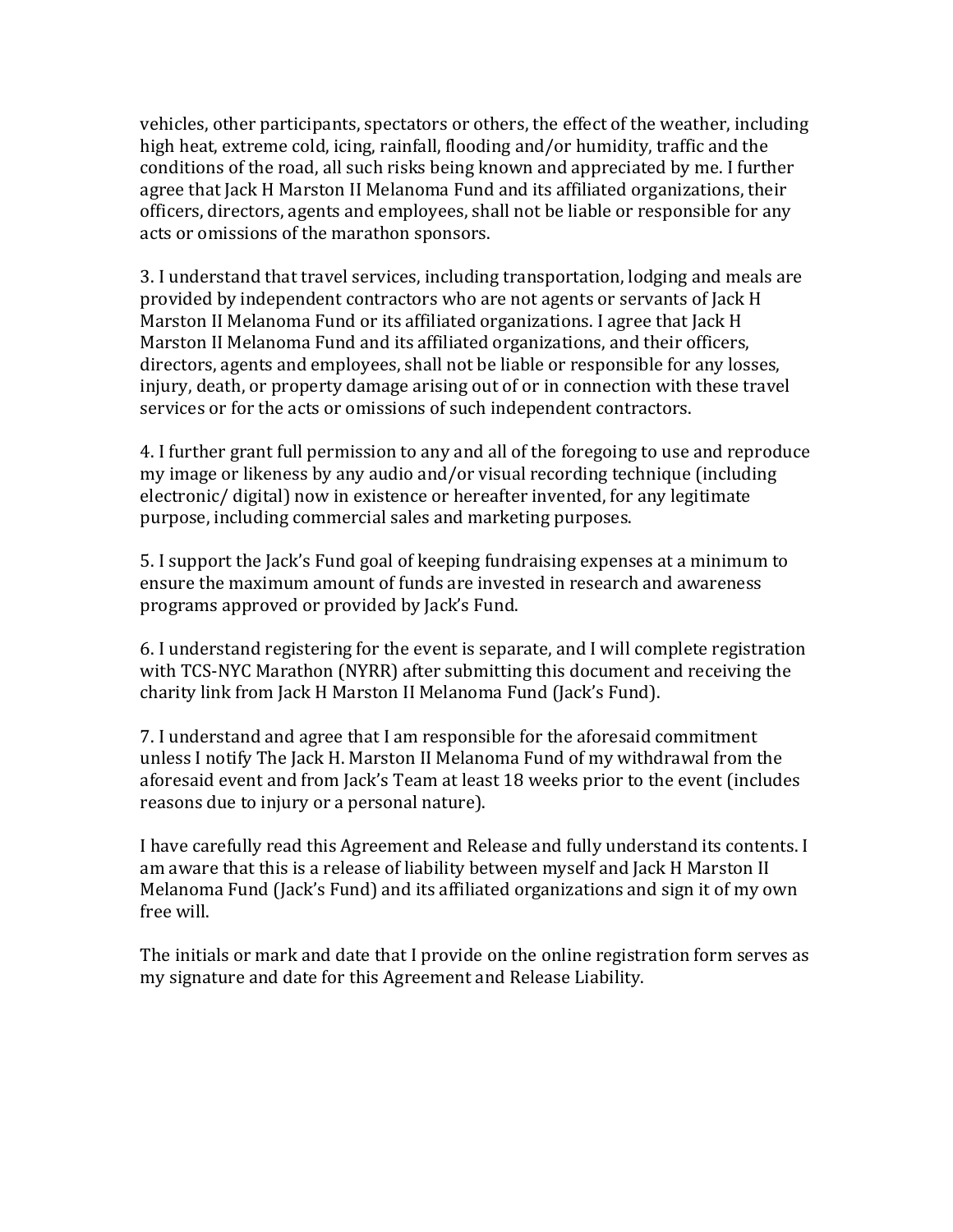vehicles, other participants, spectators or others, the effect of the weather, including high heat, extreme cold, icing, rainfall, flooding and/or humidity, traffic and the conditions of the road, all such risks being known and appreciated by me. I further agree that Jack H Marston II Melanoma Fund and its affiliated organizations, their officers, directors, agents and employees, shall not be liable or responsible for any acts or omissions of the marathon sponsors.

3. I understand that travel services, including transportation, lodging and meals are provided by independent contractors who are not agents or servants of Jack H Marston II Melanoma Fund or its affiliated organizations. I agree that Jack H Marston II Melanoma Fund and its affiliated organizations, and their officers, directors, agents and employees, shall not be liable or responsible for any losses, injury, death, or property damage arising out of or in connection with these travel services or for the acts or omissions of such independent contractors.

4. I further grant full permission to any and all of the foregoing to use and reproduce my image or likeness by any audio and/or visual recording technique (including electronic/ digital) now in existence or hereafter invented, for any legitimate purpose, including commercial sales and marketing purposes.

5. I support the Jack's Fund goal of keeping fundraising expenses at a minimum to ensure the maximum amount of funds are invested in research and awareness programs approved or provided by Jack's Fund.

6. I understand registering for the event is separate, and I will complete registration with TCS-NYC Marathon (NYRR) after submitting this document and receiving the charity link from Jack H Marston II Melanoma Fund (Jack's Fund).

7. I understand and agree that I am responsible for the aforesaid commitment unless I notify The Jack H. Marston II Melanoma Fund of my withdrawal from the aforesaid event and from Jack's Team at least 18 weeks prior to the event (includes reasons due to injury or a personal nature).

I have carefully read this Agreement and Release and fully understand its contents. I am aware that this is a release of liability between myself and Jack H Marston II Melanoma Fund (Jack's Fund) and its affiliated organizations and sign it of my own free will.

The initials or mark and date that I provide on the online registration form serves as my signature and date for this Agreement and Release Liability.